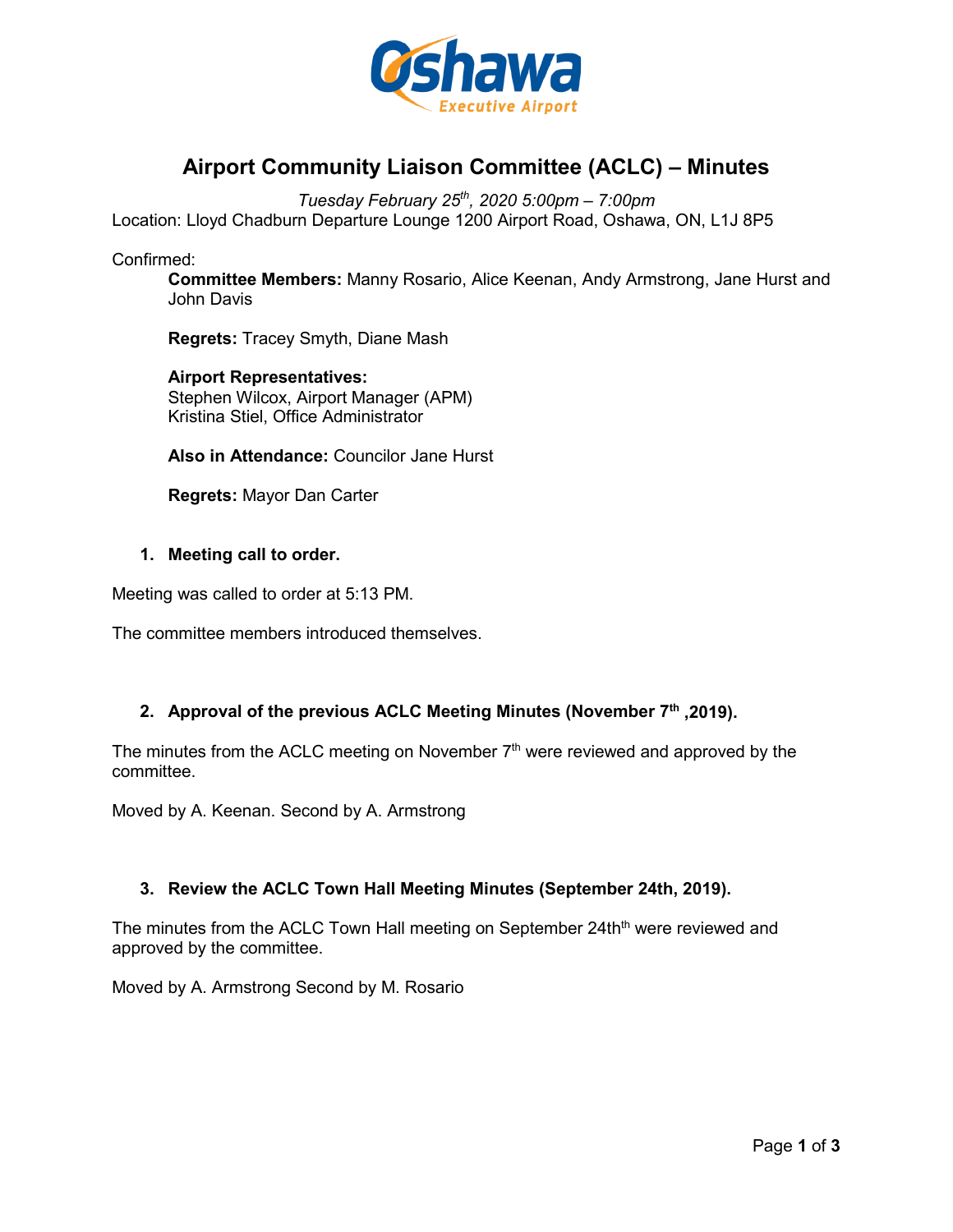# Airport Community Liaison Committee (ACLC) – Minutes

*Tuesday February 25th, 2020 5:00pm – 7:00pm*

Location: Lloyd Chadburn Departure Lounge 1200 Airport Road, Oshawa, ON, L1J 8P5

Confirmed:

**Committee Members:** Manny Rosario, Alice Keenan, Andy Armstrong, Jane Hurst and John Davis

**Regrets:** Tracey Smyth, Diane Mash

**Airport Representatives:**
Stephen Wilcox, Airport Manager (APM)
Kristina Stiel, Office Administrator

**Also in Attendance:** Councilor Jane Hurst

**Regrets:** Mayor Dan Carter

### 1. Meeting call to order.

Meeting was called to order at 5:13 PM.

The committee members introduced themselves.

### 2. Approval of the previous ACLC Meeting Minutes (November 7th ,2019).

The minutes from the ACLC meeting on November 7th were reviewed and approved by the committee.

Moved by A. Keenan. Second by A. Armstrong

### 3. Review the ACLC Town Hall Meeting Minutes (September 24th, 2019).

The minutes from the ACLC Town Hall meeting on September 24thth were reviewed and approved by the committee.

Moved by A. Armstrong Second by M. Rosario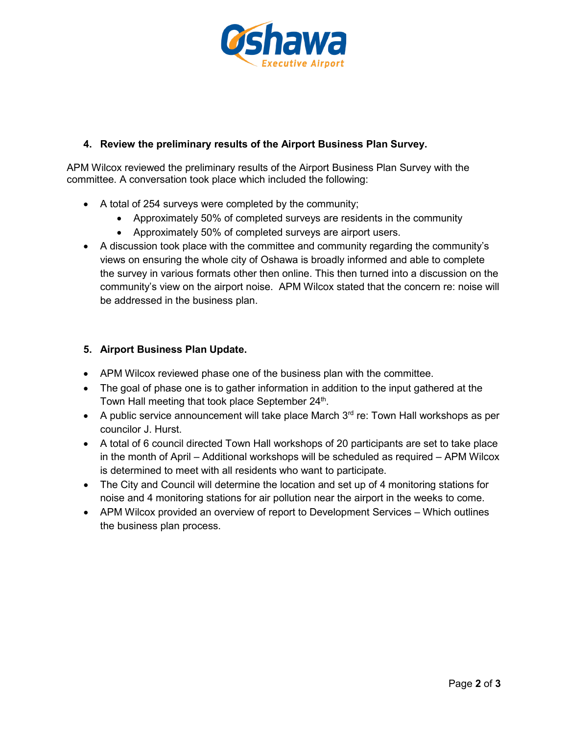## 4. Review the preliminary results of the Airport Business Plan Survey.

APM Wilcox reviewed the preliminary results of the Airport Business Plan Survey with the committee. A conversation took place which included the following:

- A total of 254 surveys were completed by the community;
  - Approximately 50% of completed surveys are residents in the community
  - Approximately 50% of completed surveys are airport users.
- A discussion took place with the committee and community regarding the community's views on ensuring the whole city of Oshawa is broadly informed and able to complete the survey in various formats other then online. This then turned into a discussion on the community's view on the airport noise. APM Wilcox stated that the concern re: noise will be addressed in the business plan.

## 5. Airport Business Plan Update.

- APM Wilcox reviewed phase one of the business plan with the committee.
- The goal of phase one is to gather information in addition to the input gathered at the Town Hall meeting that took place September 24th.
- A public service announcement will take place March 3rd re: Town Hall workshops as per councilor J. Hurst.
- A total of 6 council directed Town Hall workshops of 20 participants are set to take place in the month of April – Additional workshops will be scheduled as required – APM Wilcox is determined to meet with all residents who want to participate.
- The City and Council will determine the location and set up of 4 monitoring stations for noise and 4 monitoring stations for air pollution near the airport in the weeks to come.
- APM Wilcox provided an overview of report to Development Services – Which outlines the business plan process.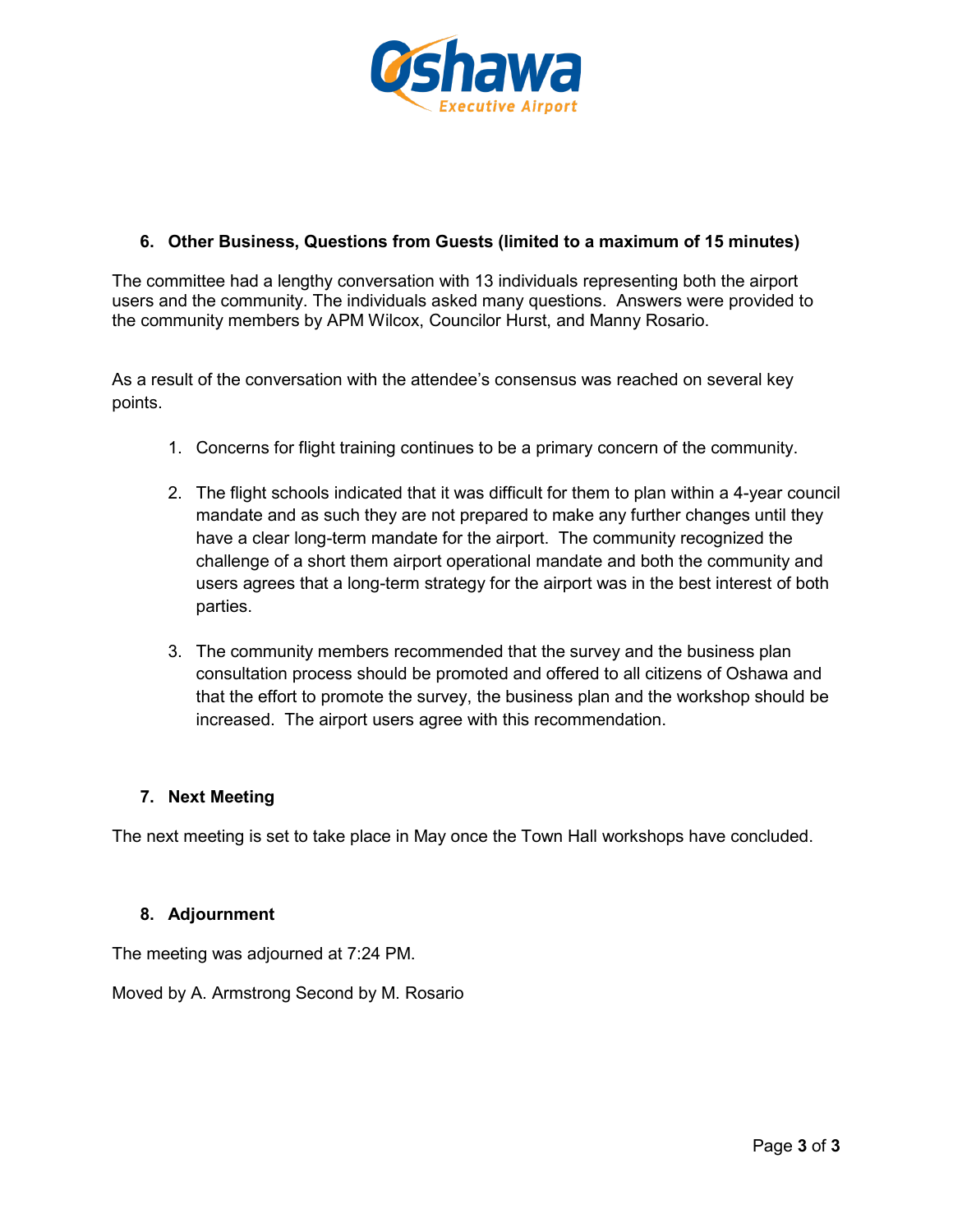## 6. Other Business, Questions from Guests (limited to a maximum of 15 minutes)

The committee had a lengthy conversation with 13 individuals representing both the airport users and the community. The individuals asked many questions. Answers were provided to the community members by APM Wilcox, Councilor Hurst, and Manny Rosario.

As a result of the conversation with the attendee's consensus was reached on several key points.

1. Concerns for flight training continues to be a primary concern of the community.

2. The flight schools indicated that it was difficult for them to plan within a 4-year council mandate and as such they are not prepared to make any further changes until they have a clear long-term mandate for the airport. The community recognized the challenge of a short them airport operational mandate and both the community and users agrees that a long-term strategy for the airport was in the best interest of both parties.

3. The community members recommended that the survey and the business plan consultation process should be promoted and offered to all citizens of Oshawa and that the effort to promote the survey, the business plan and the workshop should be increased. The airport users agree with this recommendation.

## 7. Next Meeting

The next meeting is set to take place in May once the Town Hall workshops have concluded.

## 8. Adjournment

The meeting was adjourned at 7:24 PM.

Moved by A. Armstrong Second by M. Rosario